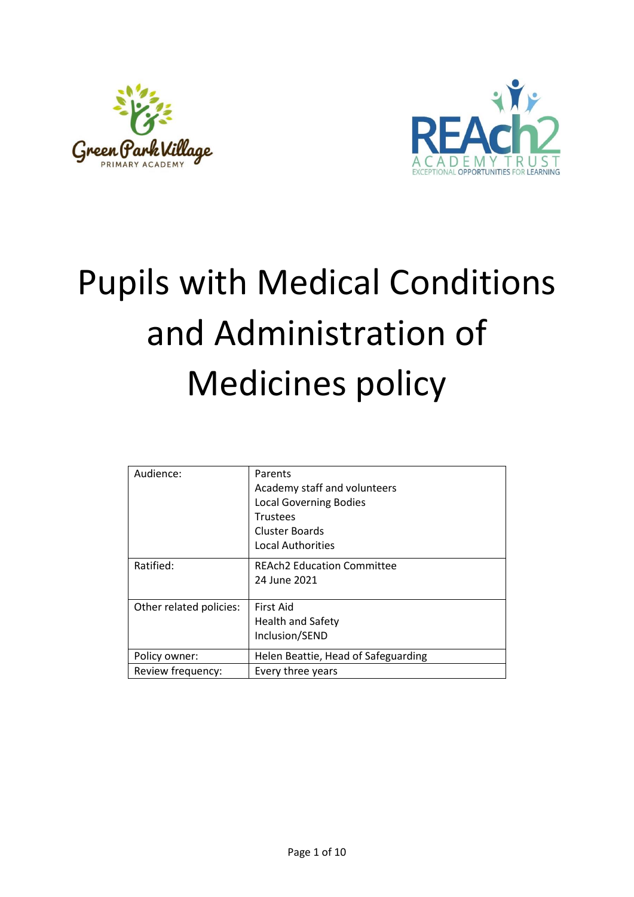# Pupils with Medical Conditions and Administration of Medicines policy

| | |
|---|---|
| Audience: | Parents<br>Academy staff and volunteers<br>Local Governing Bodies<br>Trustees<br>Cluster Boards<br>Local Authorities |
| Ratified: | REAch2 Education Committee<br>24 June 2021 |
| Other related policies: | First Aid<br>Health and Safety<br>Inclusion/SEND |
| Policy owner: | Helen Beattie, Head of Safeguarding |
| Review frequency: | Every three years |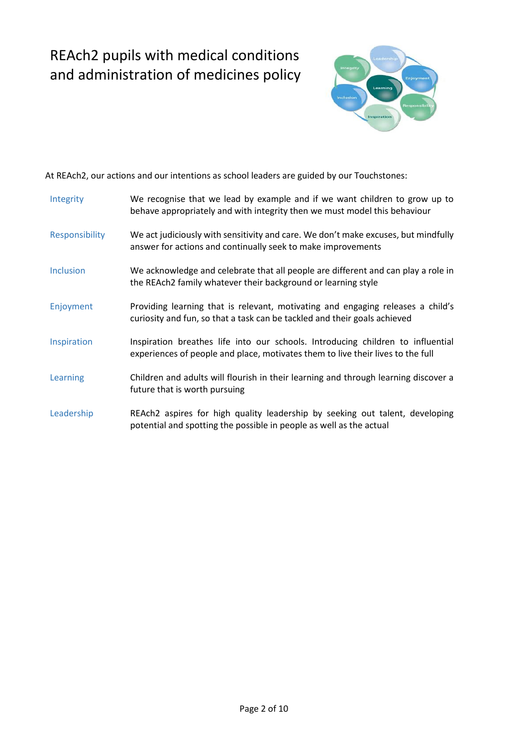# REAch2 pupils with medical conditions and administration of medicines policy

At REAch2, our actions and our intentions as school leaders are guided by our Touchstones:

| | |
|---|---|
| Integrity | We recognise that we lead by example and if we want children to grow up to behave appropriately and with integrity then we must model this behaviour |
| Responsibility | We act judiciously with sensitivity and care. We don't make excuses, but mindfully answer for actions and continually seek to make improvements |
| Inclusion | We acknowledge and celebrate that all people are different and can play a role in the REAch2 family whatever their background or learning style |
| Enjoyment | Providing learning that is relevant, motivating and engaging releases a child's curiosity and fun, so that a task can be tackled and their goals achieved |
| Inspiration | Inspiration breathes life into our schools. Introducing children to influential experiences of people and place, motivates them to live their lives to the full |
| Learning | Children and adults will flourish in their learning and through learning discover a future that is worth pursuing |
| Leadership | REAch2 aspires for high quality leadership by seeking out talent, developing potential and spotting the possible in people as well as the actual |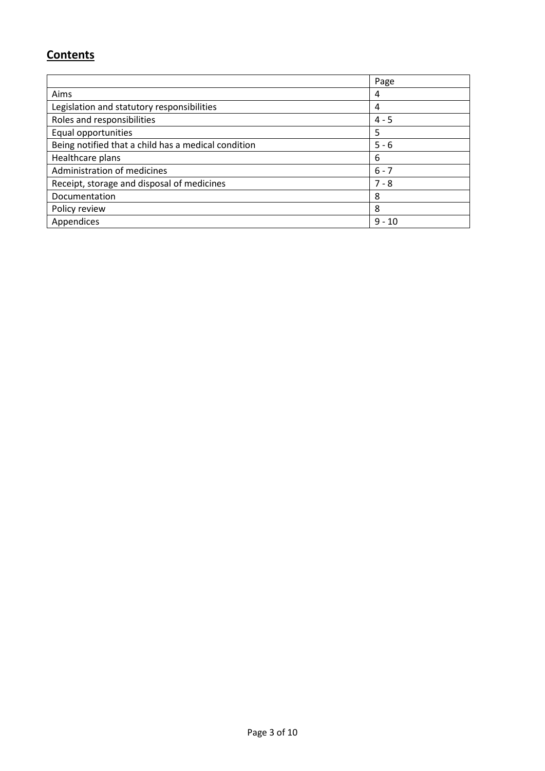## **Contents**

| | Page |
|---|---|
| Aims | 4 |
| Legislation and statutory responsibilities | 4 |
| Roles and responsibilities | 4 - 5 |
| Equal opportunities | 5 |
| Being notified that a child has a medical condition | 5 - 6 |
| Healthcare plans | 6 |
| Administration of medicines | 6 - 7 |
| Receipt, storage and disposal of medicines | 7 - 8 |
| Documentation | 8 |
| Policy review | 8 |
| Appendices | 9 - 10 |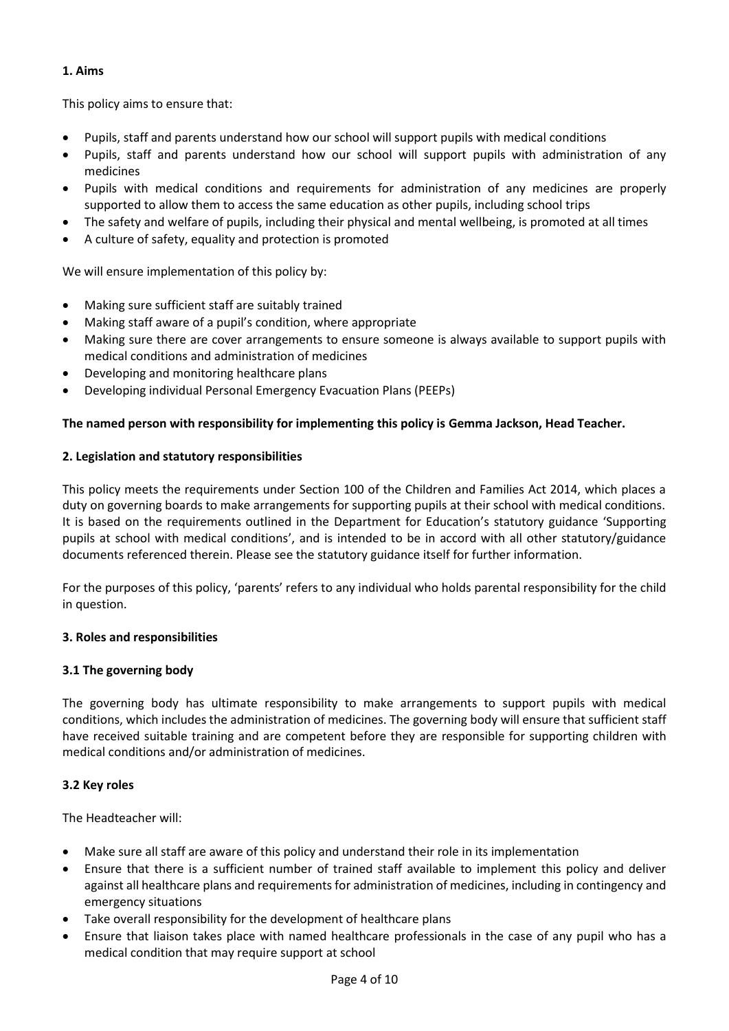## 1. Aims

This policy aims to ensure that:

- Pupils, staff and parents understand how our school will support pupils with medical conditions
- Pupils, staff and parents understand how our school will support pupils with administration of any medicines
- Pupils with medical conditions and requirements for administration of any medicines are properly supported to allow them to access the same education as other pupils, including school trips
- The safety and welfare of pupils, including their physical and mental wellbeing, is promoted at all times
- A culture of safety, equality and protection is promoted

We will ensure implementation of this policy by:

- Making sure sufficient staff are suitably trained
- Making staff aware of a pupil's condition, where appropriate
- Making sure there are cover arrangements to ensure someone is always available to support pupils with medical conditions and administration of medicines
- Developing and monitoring healthcare plans
- Developing individual Personal Emergency Evacuation Plans (PEEPs)

**The named person with responsibility for implementing this policy is Gemma Jackson, Head Teacher.**

## 2. Legislation and statutory responsibilities

This policy meets the requirements under Section 100 of the Children and Families Act 2014, which places a duty on governing boards to make arrangements for supporting pupils at their school with medical conditions. It is based on the requirements outlined in the Department for Education's statutory guidance 'Supporting pupils at school with medical conditions', and is intended to be in accord with all other statutory/guidance documents referenced therein. Please see the statutory guidance itself for further information.

For the purposes of this policy, 'parents' refers to any individual who holds parental responsibility for the child in question.

## 3. Roles and responsibilities

### 3.1 The governing body

The governing body has ultimate responsibility to make arrangements to support pupils with medical conditions, which includes the administration of medicines. The governing body will ensure that sufficient staff have received suitable training and are competent before they are responsible for supporting children with medical conditions and/or administration of medicines.

### 3.2 Key roles

The Headteacher will:

- Make sure all staff are aware of this policy and understand their role in its implementation
- Ensure that there is a sufficient number of trained staff available to implement this policy and deliver against all healthcare plans and requirements for administration of medicines, including in contingency and emergency situations
- Take overall responsibility for the development of healthcare plans
- Ensure that liaison takes place with named healthcare professionals in the case of any pupil who has a medical condition that may require support at school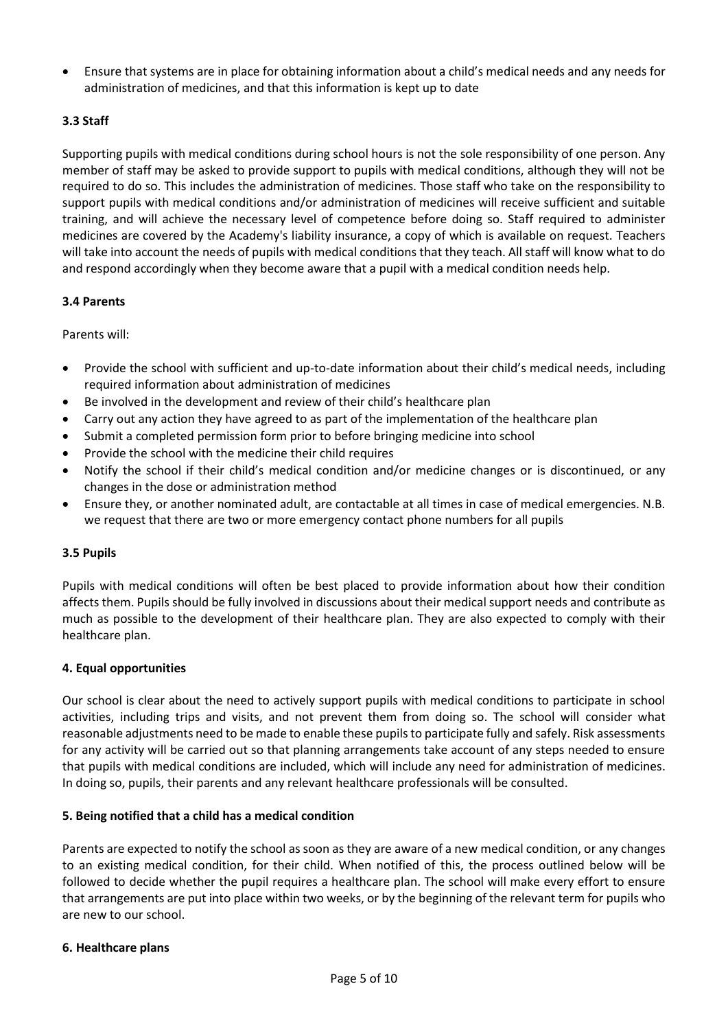- Ensure that systems are in place for obtaining information about a child's medical needs and any needs for administration of medicines, and that this information is kept up to date

### 3.3 Staff

Supporting pupils with medical conditions during school hours is not the sole responsibility of one person. Any member of staff may be asked to provide support to pupils with medical conditions, although they will not be required to do so. This includes the administration of medicines. Those staff who take on the responsibility to support pupils with medical conditions and/or administration of medicines will receive sufficient and suitable training, and will achieve the necessary level of competence before doing so. Staff required to administer medicines are covered by the Academy's liability insurance, a copy of which is available on request. Teachers will take into account the needs of pupils with medical conditions that they teach. All staff will know what to do and respond accordingly when they become aware that a pupil with a medical condition needs help.

### 3.4 Parents

Parents will:

- Provide the school with sufficient and up-to-date information about their child's medical needs, including required information about administration of medicines
- Be involved in the development and review of their child's healthcare plan
- Carry out any action they have agreed to as part of the implementation of the healthcare plan
- Submit a completed permission form prior to before bringing medicine into school
- Provide the school with the medicine their child requires
- Notify the school if their child's medical condition and/or medicine changes or is discontinued, or any changes in the dose or administration method
- Ensure they, or another nominated adult, are contactable at all times in case of medical emergencies. N.B. we request that there are two or more emergency contact phone numbers for all pupils

### 3.5 Pupils

Pupils with medical conditions will often be best placed to provide information about how their condition affects them. Pupils should be fully involved in discussions about their medical support needs and contribute as much as possible to the development of their healthcare plan. They are also expected to comply with their healthcare plan.

## 4. Equal opportunities

Our school is clear about the need to actively support pupils with medical conditions to participate in school activities, including trips and visits, and not prevent them from doing so. The school will consider what reasonable adjustments need to be made to enable these pupils to participate fully and safely. Risk assessments for any activity will be carried out so that planning arrangements take account of any steps needed to ensure that pupils with medical conditions are included, which will include any need for administration of medicines. In doing so, pupils, their parents and any relevant healthcare professionals will be consulted.

## 5. Being notified that a child has a medical condition

Parents are expected to notify the school as soon as they are aware of a new medical condition, or any changes to an existing medical condition, for their child. When notified of this, the process outlined below will be followed to decide whether the pupil requires a healthcare plan. The school will make every effort to ensure that arrangements are put into place within two weeks, or by the beginning of the relevant term for pupils who are new to our school.

## 6. Healthcare plans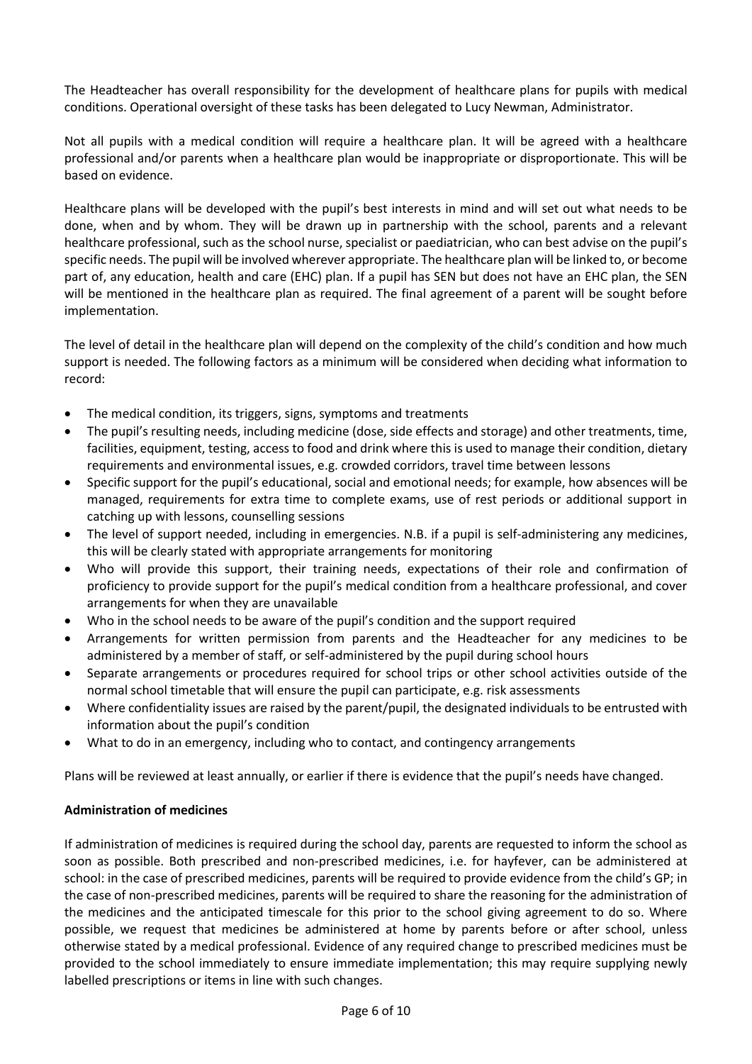The Headteacher has overall responsibility for the development of healthcare plans for pupils with medical conditions. Operational oversight of these tasks has been delegated to Lucy Newman, Administrator.

Not all pupils with a medical condition will require a healthcare plan. It will be agreed with a healthcare professional and/or parents when a healthcare plan would be inappropriate or disproportionate. This will be based on evidence.

Healthcare plans will be developed with the pupil's best interests in mind and will set out what needs to be done, when and by whom. They will be drawn up in partnership with the school, parents and a relevant healthcare professional, such as the school nurse, specialist or paediatrician, who can best advise on the pupil's specific needs. The pupil will be involved wherever appropriate. The healthcare plan will be linked to, or become part of, any education, health and care (EHC) plan. If a pupil has SEN but does not have an EHC plan, the SEN will be mentioned in the healthcare plan as required. The final agreement of a parent will be sought before implementation.

The level of detail in the healthcare plan will depend on the complexity of the child's condition and how much support is needed. The following factors as a minimum will be considered when deciding what information to record:

- The medical condition, its triggers, signs, symptoms and treatments
- The pupil's resulting needs, including medicine (dose, side effects and storage) and other treatments, time, facilities, equipment, testing, access to food and drink where this is used to manage their condition, dietary requirements and environmental issues, e.g. crowded corridors, travel time between lessons
- Specific support for the pupil's educational, social and emotional needs; for example, how absences will be managed, requirements for extra time to complete exams, use of rest periods or additional support in catching up with lessons, counselling sessions
- The level of support needed, including in emergencies. N.B. if a pupil is self-administering any medicines, this will be clearly stated with appropriate arrangements for monitoring
- Who will provide this support, their training needs, expectations of their role and confirmation of proficiency to provide support for the pupil's medical condition from a healthcare professional, and cover arrangements for when they are unavailable
- Who in the school needs to be aware of the pupil's condition and the support required
- Arrangements for written permission from parents and the Headteacher for any medicines to be administered by a member of staff, or self-administered by the pupil during school hours
- Separate arrangements or procedures required for school trips or other school activities outside of the normal school timetable that will ensure the pupil can participate, e.g. risk assessments
- Where confidentiality issues are raised by the parent/pupil, the designated individuals to be entrusted with information about the pupil's condition
- What to do in an emergency, including who to contact, and contingency arrangements

Plans will be reviewed at least annually, or earlier if there is evidence that the pupil's needs have changed.

**Administration of medicines**

If administration of medicines is required during the school day, parents are requested to inform the school as soon as possible. Both prescribed and non-prescribed medicines, i.e. for hayfever, can be administered at school: in the case of prescribed medicines, parents will be required to provide evidence from the child's GP; in the case of non-prescribed medicines, parents will be required to share the reasoning for the administration of the medicines and the anticipated timescale for this prior to the school giving agreement to do so. Where possible, we request that medicines be administered at home by parents before or after school, unless otherwise stated by a medical professional. Evidence of any required change to prescribed medicines must be provided to the school immediately to ensure immediate implementation; this may require supplying newly labelled prescriptions or items in line with such changes.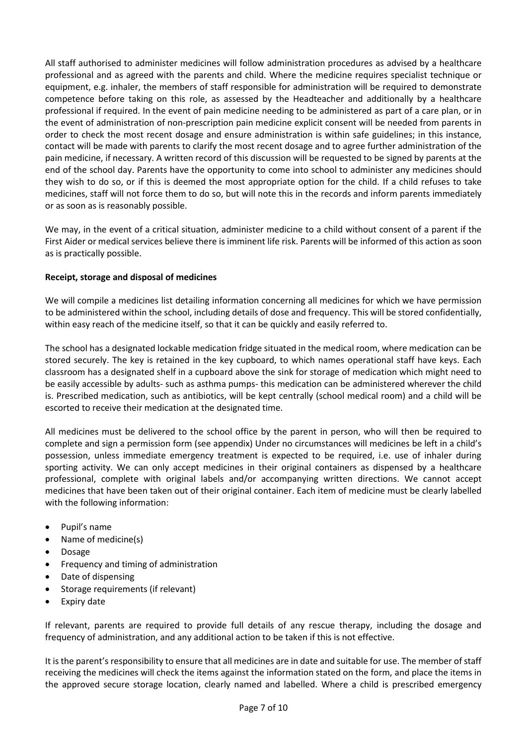All staff authorised to administer medicines will follow administration procedures as advised by a healthcare professional and as agreed with the parents and child. Where the medicine requires specialist technique or equipment, e.g. inhaler, the members of staff responsible for administration will be required to demonstrate competence before taking on this role, as assessed by the Headteacher and additionally by a healthcare professional if required. In the event of pain medicine needing to be administered as part of a care plan, or in the event of administration of non-prescription pain medicine explicit consent will be needed from parents in order to check the most recent dosage and ensure administration is within safe guidelines; in this instance, contact will be made with parents to clarify the most recent dosage and to agree further administration of the pain medicine, if necessary. A written record of this discussion will be requested to be signed by parents at the end of the school day. Parents have the opportunity to come into school to administer any medicines should they wish to do so, or if this is deemed the most appropriate option for the child. If a child refuses to take medicines, staff will not force them to do so, but will note this in the records and inform parents immediately or as soon as is reasonably possible.

We may, in the event of a critical situation, administer medicine to a child without consent of a parent if the First Aider or medical services believe there is imminent life risk. Parents will be informed of this action as soon as is practically possible.

**Receipt, storage and disposal of medicines**

We will compile a medicines list detailing information concerning all medicines for which we have permission to be administered within the school, including details of dose and frequency. This will be stored confidentially, within easy reach of the medicine itself, so that it can be quickly and easily referred to.

The school has a designated lockable medication fridge situated in the medical room, where medication can be stored securely. The key is retained in the key cupboard, to which names operational staff have keys. Each classroom has a designated shelf in a cupboard above the sink for storage of medication which might need to be easily accessible by adults- such as asthma pumps- this medication can be administered wherever the child is. Prescribed medication, such as antibiotics, will be kept centrally (school medical room) and a child will be escorted to receive their medication at the designated time.

All medicines must be delivered to the school office by the parent in person, who will then be required to complete and sign a permission form (see appendix) Under no circumstances will medicines be left in a child's possession, unless immediate emergency treatment is expected to be required, i.e. use of inhaler during sporting activity. We can only accept medicines in their original containers as dispensed by a healthcare professional, complete with original labels and/or accompanying written directions. We cannot accept medicines that have been taken out of their original container. Each item of medicine must be clearly labelled with the following information:

- Pupil's name
- Name of medicine(s)
- Dosage
- Frequency and timing of administration
- Date of dispensing
- Storage requirements (if relevant)
- Expiry date

If relevant, parents are required to provide full details of any rescue therapy, including the dosage and frequency of administration, and any additional action to be taken if this is not effective.

It is the parent's responsibility to ensure that all medicines are in date and suitable for use. The member of staff receiving the medicines will check the items against the information stated on the form, and place the items in the approved secure storage location, clearly named and labelled. Where a child is prescribed emergency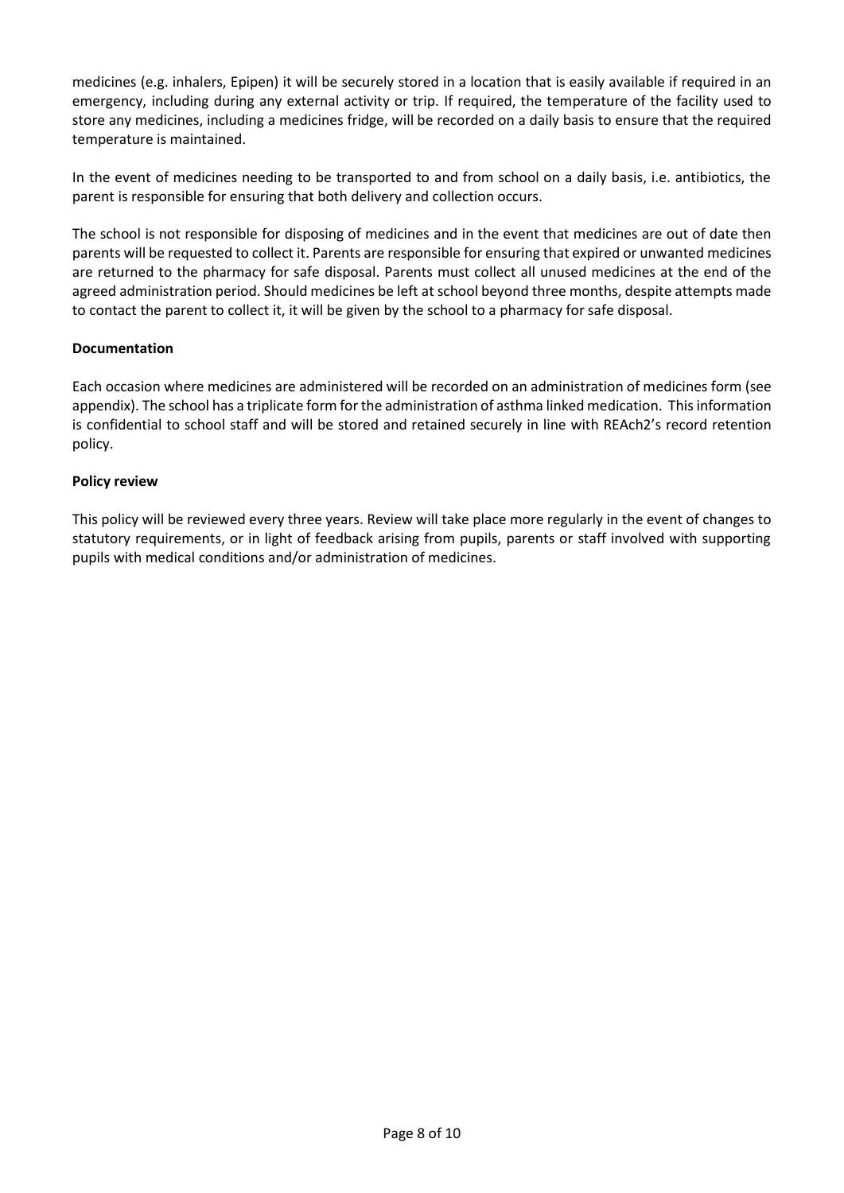medicines (e.g. inhalers, Epipen) it will be securely stored in a location that is easily available if required in an emergency, including during any external activity or trip. If required, the temperature of the facility used to store any medicines, including a medicines fridge, will be recorded on a daily basis to ensure that the required temperature is maintained.

In the event of medicines needing to be transported to and from school on a daily basis, i.e. antibiotics, the parent is responsible for ensuring that both delivery and collection occurs.

The school is not responsible for disposing of medicines and in the event that medicines are out of date then parents will be requested to collect it. Parents are responsible for ensuring that expired or unwanted medicines are returned to the pharmacy for safe disposal. Parents must collect all unused medicines at the end of the agreed administration period. Should medicines be left at school beyond three months, despite attempts made to contact the parent to collect it, it will be given by the school to a pharmacy for safe disposal.

**Documentation**

Each occasion where medicines are administered will be recorded on an administration of medicines form (see appendix). The school has a triplicate form for the administration of asthma linked medication. This information is confidential to school staff and will be stored and retained securely in line with REAch2's record retention policy.

**Policy review**

This policy will be reviewed every three years. Review will take place more regularly in the event of changes to statutory requirements, or in light of feedback arising from pupils, parents or staff involved with supporting pupils with medical conditions and/or administration of medicines.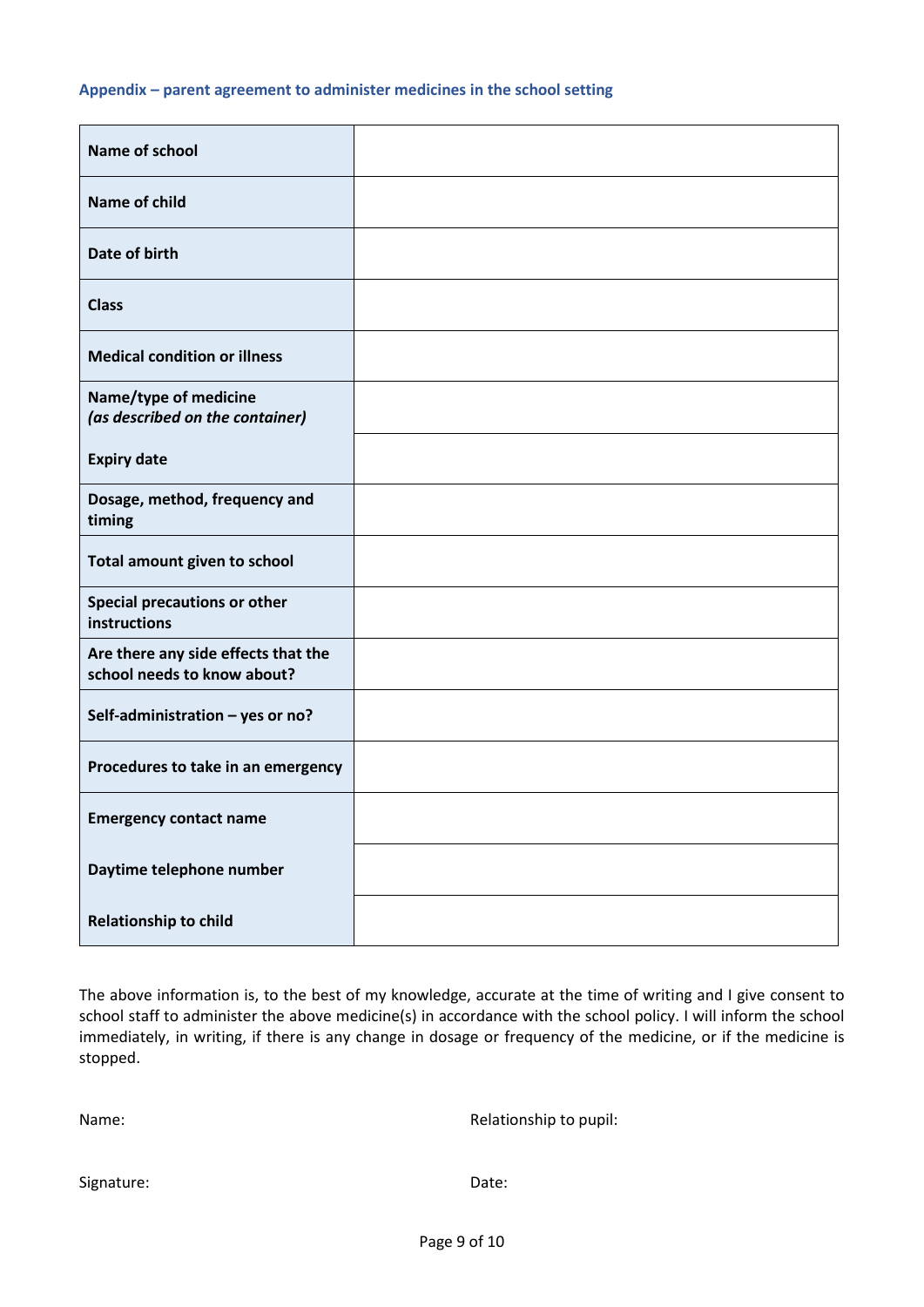### Appendix – parent agreement to administer medicines in the school setting

| | |
|---|---|
| **Name of school** | |
| **Name of child** | |
| **Date of birth** | |
| **Class** | |
| **Medical condition or illness** | |
| **Name/type of medicine** *(as described on the container)* | |
| **Expiry date** | |
| **Dosage, method, frequency and timing** | |
| **Total amount given to school** | |
| **Special precautions or other instructions** | |
| **Are there any side effects that the school needs to know about?** | |
| **Self-administration – yes or no?** | |
| **Procedures to take in an emergency** | |
| **Emergency contact name** | |
| **Daytime telephone number** | |
| **Relationship to child** | |

The above information is, to the best of my knowledge, accurate at the time of writing and I give consent to school staff to administer the above medicine(s) in accordance with the school policy. I will inform the school immediately, in writing, if there is any change in dosage or frequency of the medicine, or if the medicine is stopped.

Name: Relationship to pupil:

Signature: Date: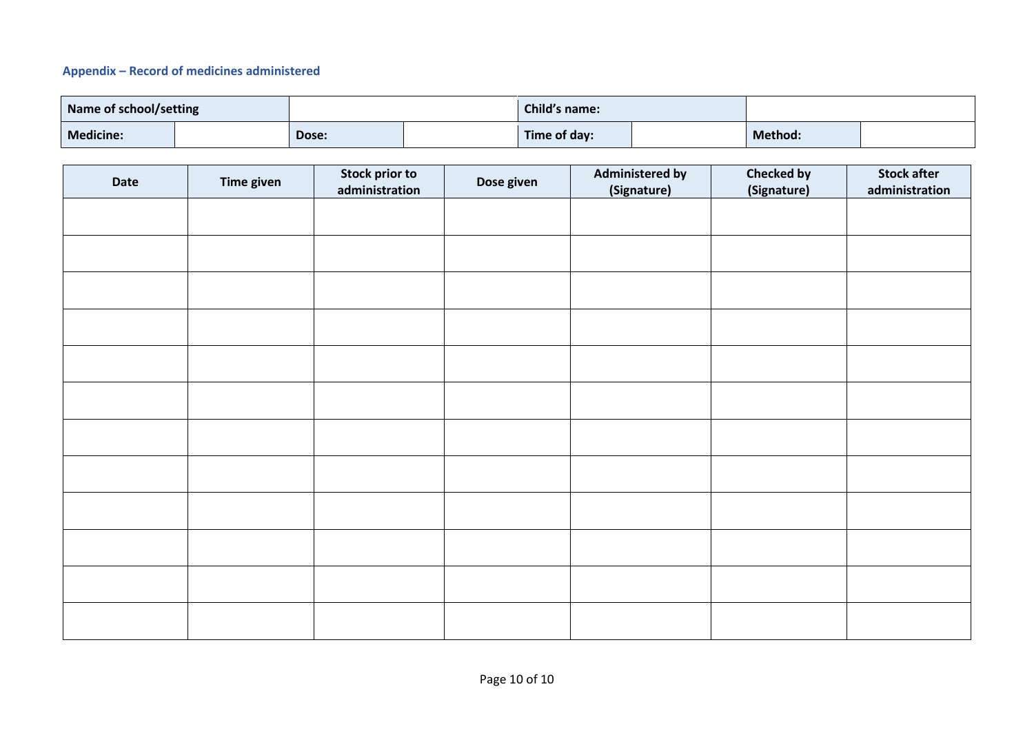### Appendix – Record of medicines administered

| | | | | | | | |
|---|---|---|---|---|---|---|---|
| **Name of school/setting** | | | | **Child's name:** | | | |
| **Medicine:** | | **Dose:** | | **Time of day:** | | **Method:** | |

| Date | Time given | Stock prior to administration | Dose given | Administered by (Signature) | Checked by (Signature) | Stock after administration |
|---|---|---|---|---|---|---|
| | | | | | | |
| | | | | | | |
| | | | | | | |
| | | | | | | |
| | | | | | | |
| | | | | | | |
| | | | | | | |
| | | | | | | |
| | | | | | | |
| | | | | | | |
| | | | | | | |
| | | | | | | |